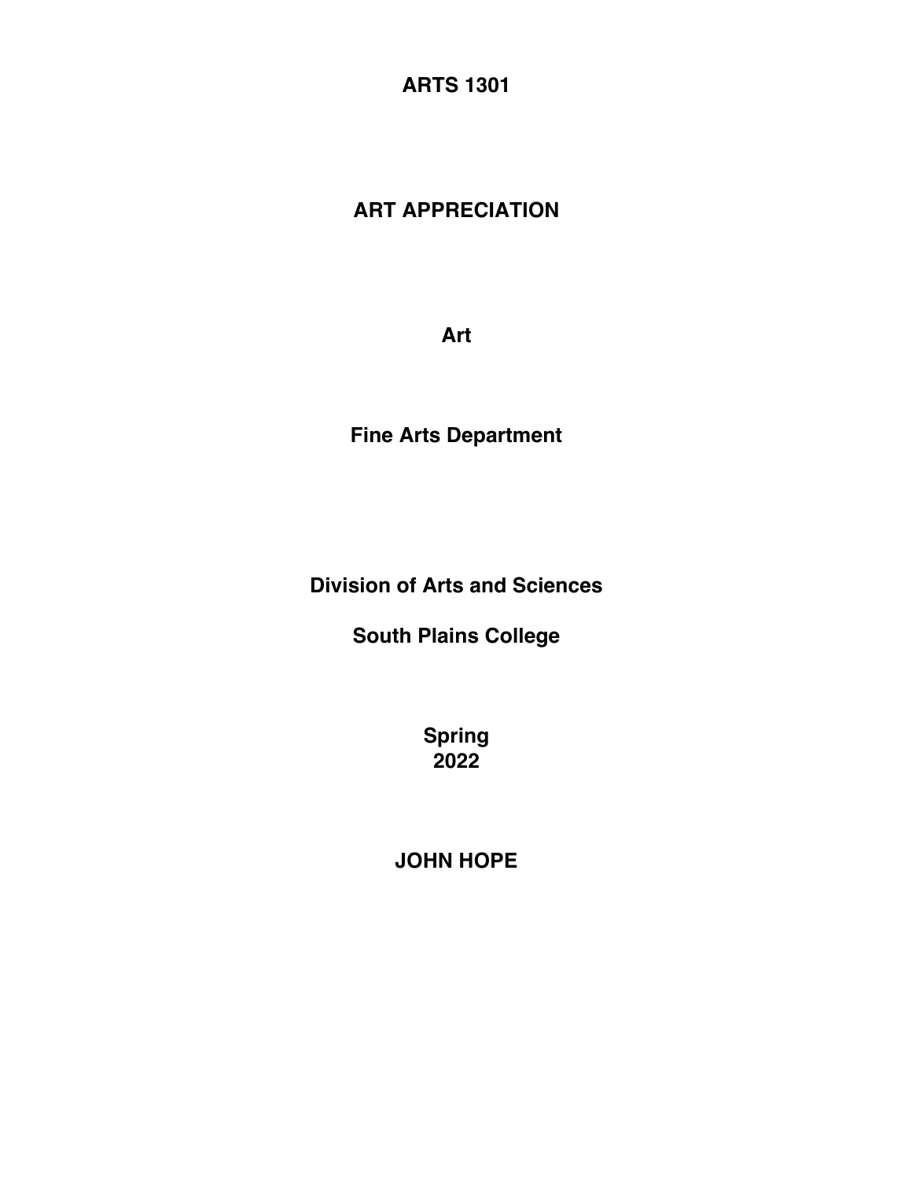# ARTS 1301

# ART APPRECIATION

**Art**

**Fine Arts Department**

**Division of Arts and Sciences**

**South Plains College**

**Spring 2022**

**JOHN HOPE**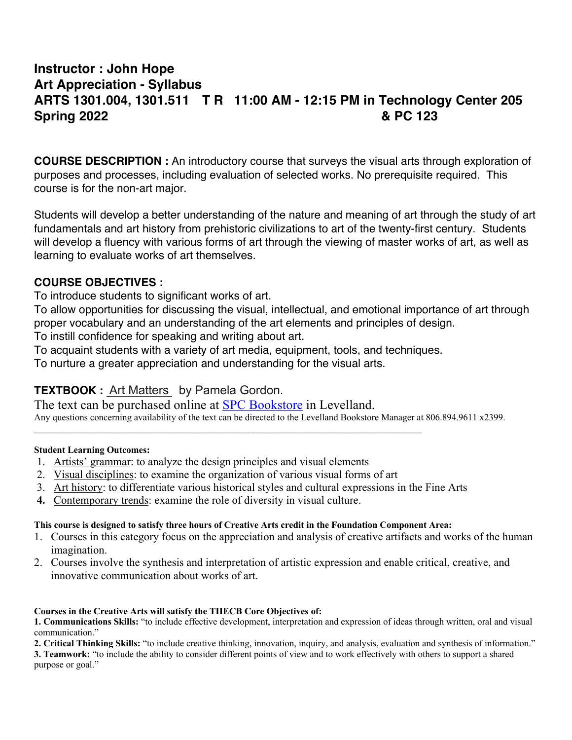# Instructor : John Hope
# Art Appreciation - Syllabus
# ARTS 1301.004, 1301.511 T R 11:00 AM - 12:15 PM in Technology Center 205 & PC 123
# Spring 2022

**COURSE DESCRIPTION :** An introductory course that surveys the visual arts through exploration of purposes and processes, including evaluation of selected works. No prerequisite required. This course is for the non-art major.

Students will develop a better understanding of the nature and meaning of art through the study of art fundamentals and art history from prehistoric civilizations to art of the twenty-first century. Students will develop a fluency with various forms of art through the viewing of master works of art, as well as learning to evaluate works of art themselves.

**COURSE OBJECTIVES :**

To introduce students to significant works of art.
To allow opportunities for discussing the visual, intellectual, and emotional importance of art through proper vocabulary and an understanding of the art elements and principles of design.
To instill confidence for speaking and writing about art.
To acquaint students with a variety of art media, equipment, tools, and techniques.
To nurture a greater appreciation and understanding for the visual arts.

**TEXTBOOK :** Art Matters by Pamela Gordon.

The text can be purchased online at SPC Bookstore in Levelland.
Any questions concerning availability of the text can be directed to the Levelland Bookstore Manager at 806.894.9611 x2399.

---

**Student Learning Outcomes:**

1. Artists' grammar: to analyze the design principles and visual elements
2. Visual disciplines: to examine the organization of various visual forms of art
3. Art history: to differentiate various historical styles and cultural expressions in the Fine Arts
4. Contemporary trends: examine the role of diversity in visual culture.

**This course is designed to satisfy three hours of Creative Arts credit in the Foundation Component Area:**

1. Courses in this category focus on the appreciation and analysis of creative artifacts and works of the human imagination.
2. Courses involve the synthesis and interpretation of artistic expression and enable critical, creative, and innovative communication about works of art.

**Courses in the Creative Arts will satisfy the THECB Core Objectives of:**

**1. Communications Skills:** "to include effective development, interpretation and expression of ideas through written, oral and visual communication."

**2. Critical Thinking Skills:** "to include creative thinking, innovation, inquiry, and analysis, evaluation and synthesis of information."

**3. Teamwork:** "to include the ability to consider different points of view and to work effectively with others to support a shared purpose or goal."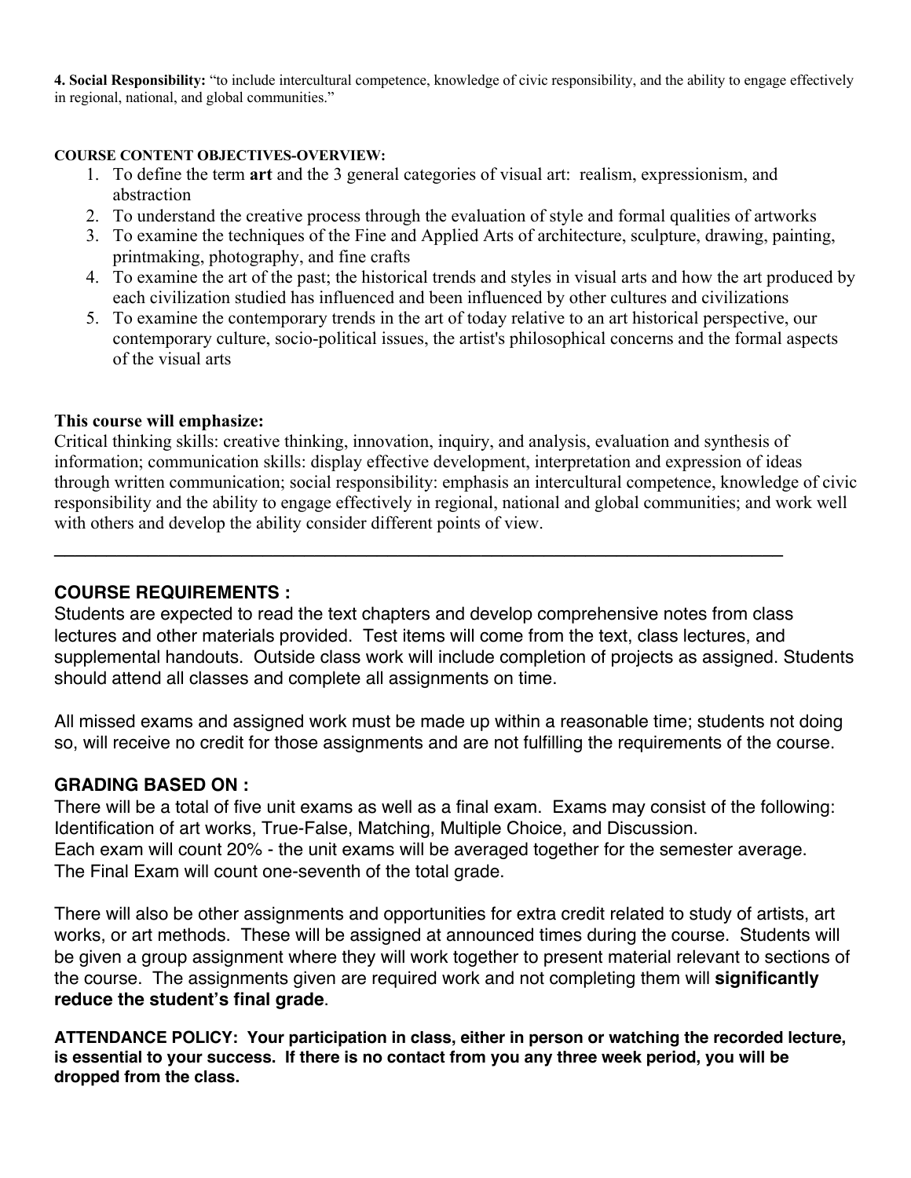**4. Social Responsibility:** "to include intercultural competence, knowledge of civic responsibility, and the ability to engage effectively in regional, national, and global communities."

**COURSE CONTENT OBJECTIVES-OVERVIEW:**

1. To define the term **art** and the 3 general categories of visual art: realism, expressionism, and abstraction
2. To understand the creative process through the evaluation of style and formal qualities of artworks
3. To examine the techniques of the Fine and Applied Arts of architecture, sculpture, drawing, painting, printmaking, photography, and fine crafts
4. To examine the art of the past; the historical trends and styles in visual arts and how the art produced by each civilization studied has influenced and been influenced by other cultures and civilizations
5. To examine the contemporary trends in the art of today relative to an art historical perspective, our contemporary culture, socio-political issues, the artist's philosophical concerns and the formal aspects of the visual arts

**This course will emphasize:**
Critical thinking skills: creative thinking, innovation, inquiry, and analysis, evaluation and synthesis of information; communication skills: display effective development, interpretation and expression of ideas through written communication; social responsibility: emphasis an intercultural competence, knowledge of civic responsibility and the ability to engage effectively in regional, national and global communities; and work well with others and develop the ability consider different points of view.

---

## COURSE REQUIREMENTS :

Students are expected to read the text chapters and develop comprehensive notes from class lectures and other materials provided. Test items will come from the text, class lectures, and supplemental handouts. Outside class work will include completion of projects as assigned. Students should attend all classes and complete all assignments on time.

All missed exams and assigned work must be made up within a reasonable time; students not doing so, will receive no credit for those assignments and are not fulfilling the requirements of the course.

## GRADING BASED ON :

There will be a total of five unit exams as well as a final exam. Exams may consist of the following: Identification of art works, True-False, Matching, Multiple Choice, and Discussion.
Each exam will count 20% - the unit exams will be averaged together for the semester average.
The Final Exam will count one-seventh of the total grade.

There will also be other assignments and opportunities for extra credit related to study of artists, art works, or art methods. These will be assigned at announced times during the course. Students will be given a group assignment where they will work together to present material relevant to sections of the course. The assignments given are required work and not completing them will **significantly reduce the student's final grade**.

**ATTENDANCE POLICY: Your participation in class, either in person or watching the recorded lecture, is essential to your success. If there is no contact from you any three week period, you will be dropped from the class.**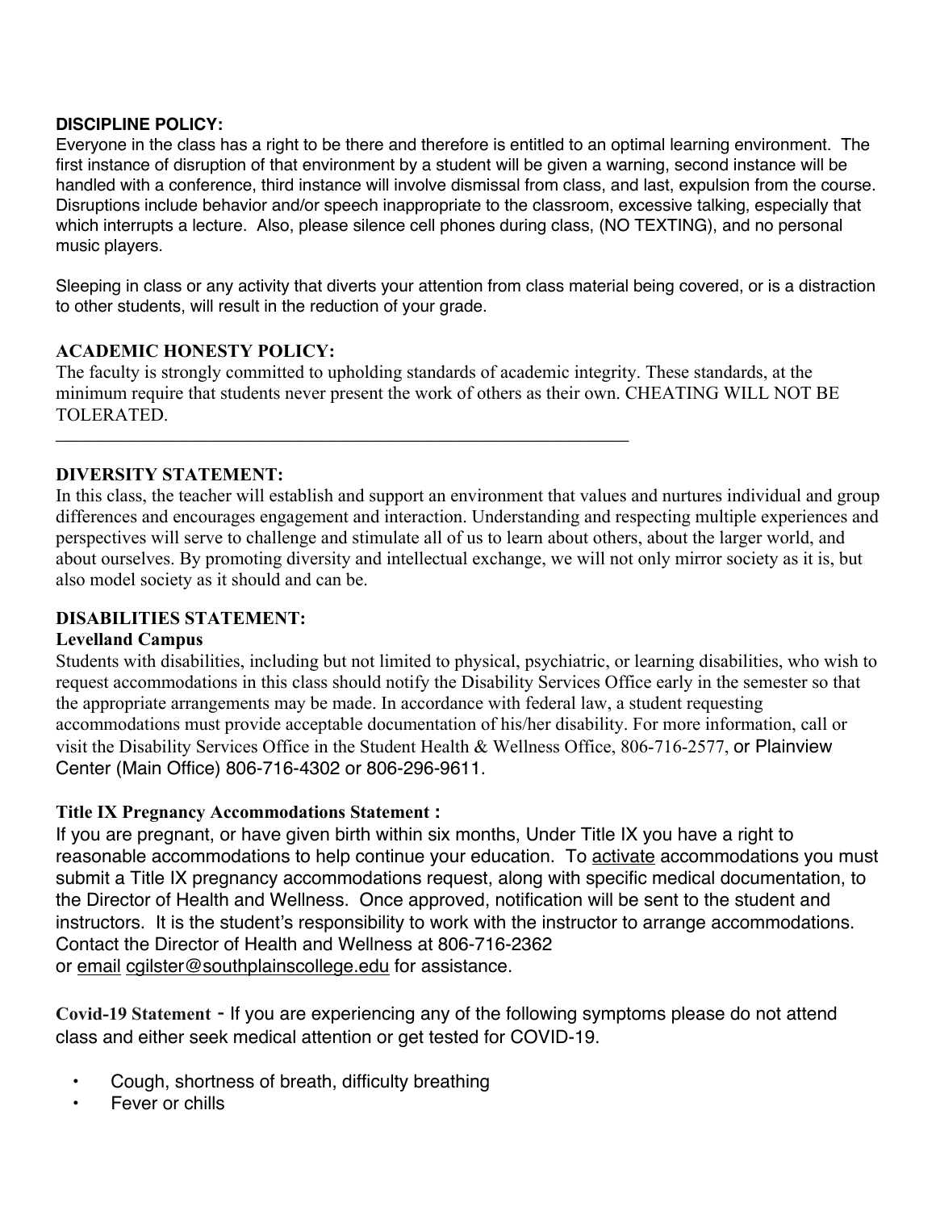**DISCIPLINE POLICY:**

Everyone in the class has a right to be there and therefore is entitled to an optimal learning environment. The first instance of disruption of that environment by a student will be given a warning, second instance will be handled with a conference, third instance will involve dismissal from class, and last, expulsion from the course. Disruptions include behavior and/or speech inappropriate to the classroom, excessive talking, especially that which interrupts a lecture. Also, please silence cell phones during class, (NO TEXTING), and no personal music players.

Sleeping in class or any activity that diverts your attention from class material being covered, or is a distraction to other students, will result in the reduction of your grade.

**ACADEMIC HONESTY POLICY:**

The faculty is strongly committed to upholding standards of academic integrity. These standards, at the minimum require that students never present the work of others as their own. CHEATING WILL NOT BE TOLERATED.

---

**DIVERSITY STATEMENT:**

In this class, the teacher will establish and support an environment that values and nurtures individual and group differences and encourages engagement and interaction. Understanding and respecting multiple experiences and perspectives will serve to challenge and stimulate all of us to learn about others, about the larger world, and about ourselves. By promoting diversity and intellectual exchange, we will not only mirror society as it is, but also model society as it should and can be.

**DISABILITIES STATEMENT:**

**Levelland Campus**

Students with disabilities, including but not limited to physical, psychiatric, or learning disabilities, who wish to request accommodations in this class should notify the Disability Services Office early in the semester so that the appropriate arrangements may be made. In accordance with federal law, a student requesting accommodations must provide acceptable documentation of his/her disability. For more information, call or visit the Disability Services Office in the Student Health & Wellness Office, 806-716-2577, or Plainview Center (Main Office) 806-716-4302 or 806-296-9611.

**Title IX Pregnancy Accommodations Statement :**

If you are pregnant, or have given birth within six months, Under Title IX you have a right to reasonable accommodations to help continue your education. To activate accommodations you must submit a Title IX pregnancy accommodations request, along with specific medical documentation, to the Director of Health and Wellness. Once approved, notification will be sent to the student and instructors. It is the student's responsibility to work with the instructor to arrange accommodations. Contact the Director of Health and Wellness at 806-716-2362 or email cgilster@southplainscollege.edu for assistance.

**Covid-19 Statement** - If you are experiencing any of the following symptoms please do not attend class and either seek medical attention or get tested for COVID-19.

- Cough, shortness of breath, difficulty breathing
- Fever or chills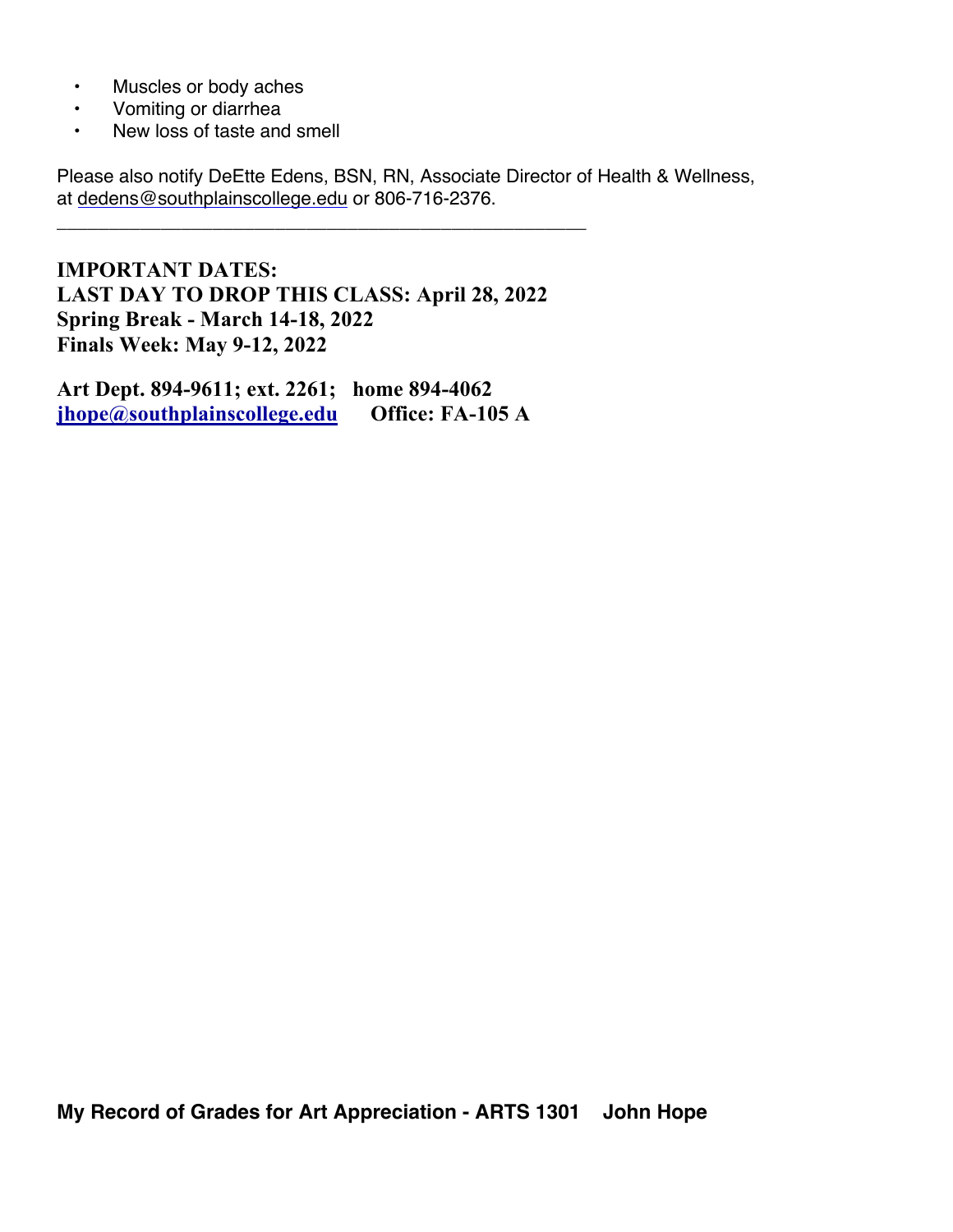- Muscles or body aches
- Vomiting or diarrhea
- New loss of taste and smell

Please also notify DeEtte Edens, BSN, RN, Associate Director of Health & Wellness, at dedens@southplainscollege.edu or 806-716-2376.

---

**IMPORTANT DATES:**
**LAST DAY TO DROP THIS CLASS: April 28, 2022**
**Spring Break - March 14-18, 2022**
**Finals Week: May 9-12, 2022**

**Art Dept. 894-9611; ext. 2261; home 894-4062**
**jhope@southplainscollege.edu Office: FA-105 A**

**My Record of Grades for Art Appreciation - ARTS 1301 John Hope**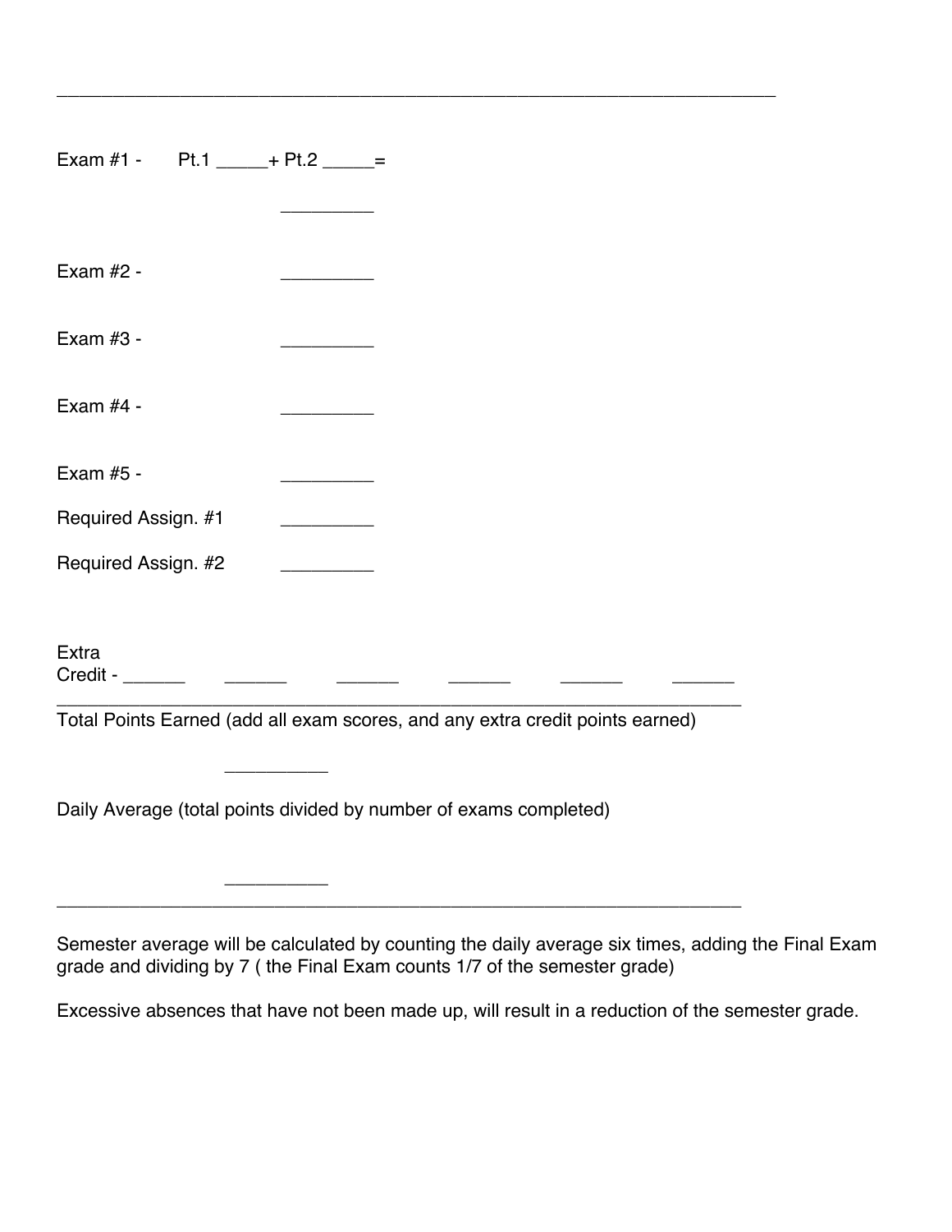______________________________________________________________________

Exam #1 -  Pt.1 _____+ Pt.2 _____=

_________

Exam #2 - _________

Exam #3 - _________

Exam #4 - _________

Exam #5 - _________

Required Assign. #1 _________

Required Assign. #2 _________

Extra Credit - ______ ______ ______ ______ ______ ______

______________________________________________________________________

Total Points Earned (add all exam scores, and any extra credit points earned)

__________

Daily Average (total points divided by number of exams completed)

__________

______________________________________________________________________

Semester average will be calculated by counting the daily average six times, adding the Final Exam grade and dividing by 7 ( the Final Exam counts 1/7 of the semester grade)

Excessive absences that have not been made up, will result in a reduction of the semester grade.